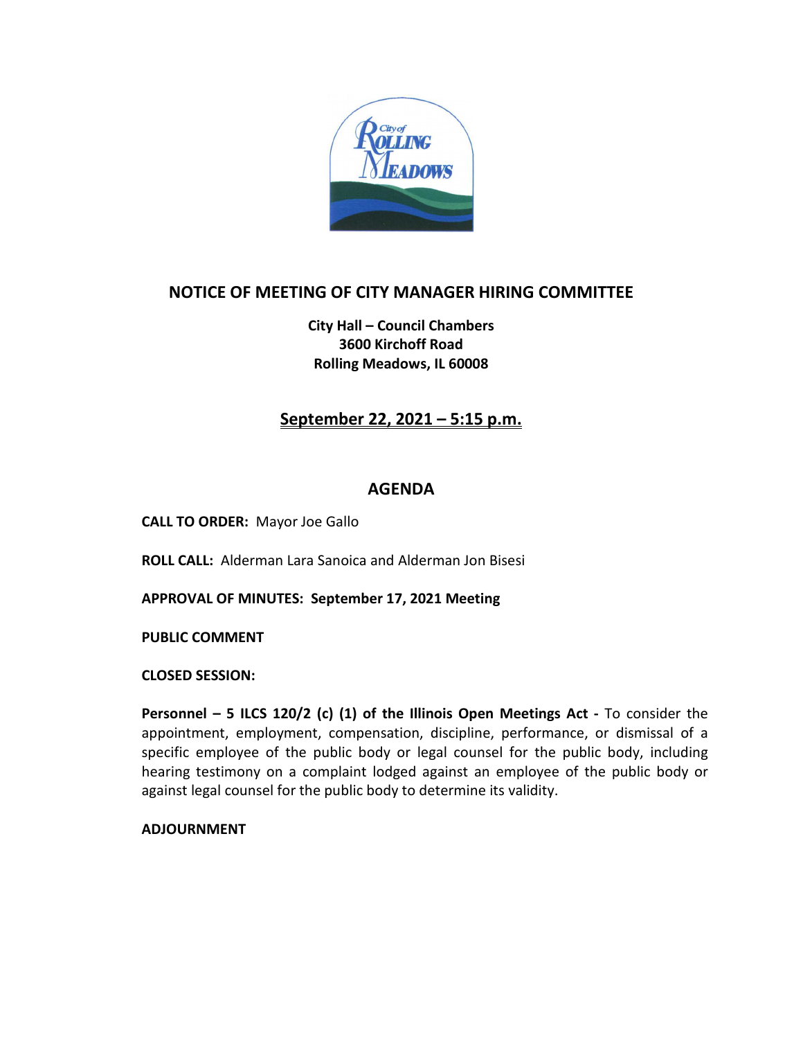# NOTICE OF MEETING OF CITY MANAGER HIRING COMMITTEE

**City Hall – Council Chambers**
**3600 Kirchoff Road**
**Rolling Meadows, IL 60008**

## September 22, 2021 – 5:15 p.m.

## AGENDA

**CALL TO ORDER:** Mayor Joe Gallo

**ROLL CALL:** Alderman Lara Sanoica and Alderman Jon Bisesi

**APPROVAL OF MINUTES: September 17, 2021 Meeting**

**PUBLIC COMMENT**

**CLOSED SESSION:**

**Personnel – 5 ILCS 120/2 (c) (1) of the Illinois Open Meetings Act -** To consider the appointment, employment, compensation, discipline, performance, or dismissal of a specific employee of the public body or legal counsel for the public body, including hearing testimony on a complaint lodged against an employee of the public body or against legal counsel for the public body to determine its validity.

**ADJOURNMENT**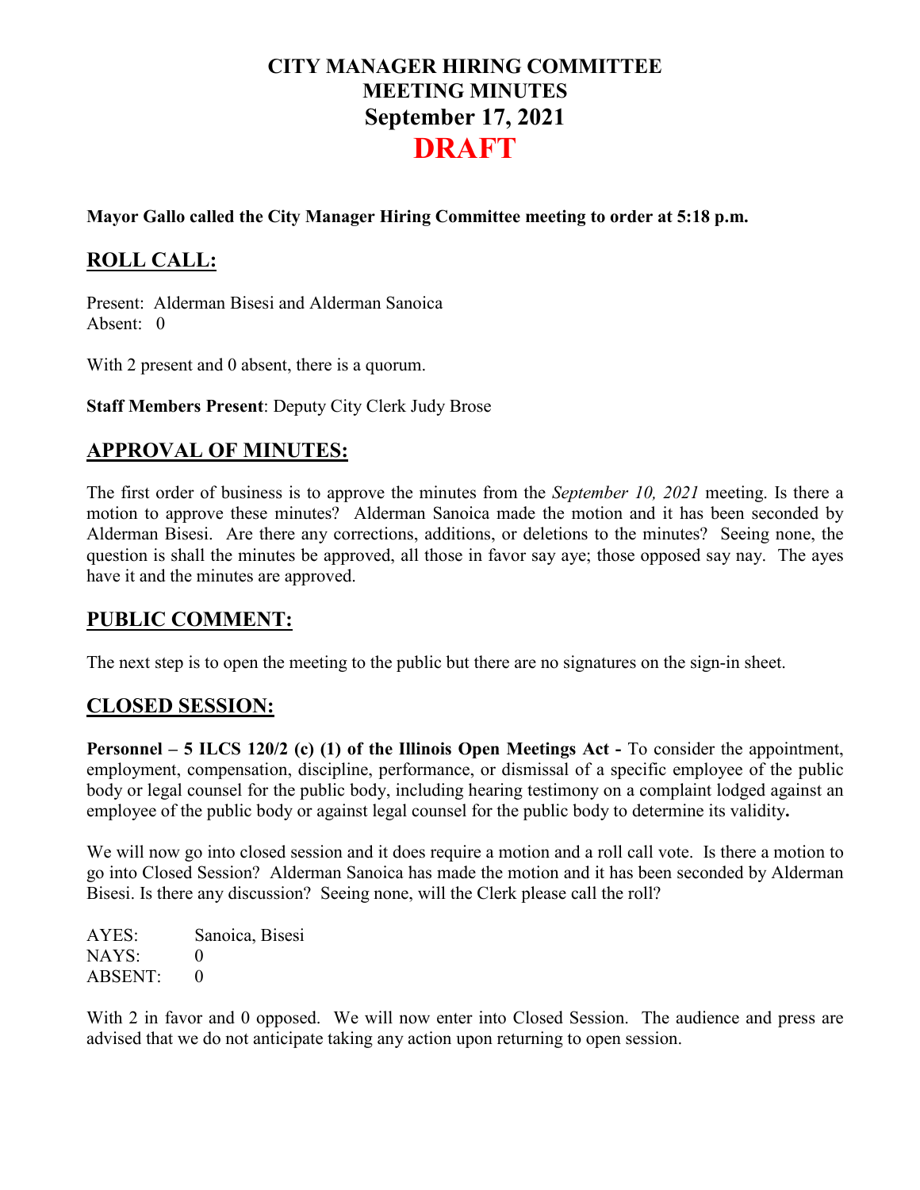# CITY MANAGER HIRING COMMITTEE
# MEETING MINUTES
# September 17, 2021
# DRAFT

**Mayor Gallo called the City Manager Hiring Committee meeting to order at 5:18 p.m.**

## ROLL CALL:

Present: Alderman Bisesi and Alderman Sanoica
Absent: 0

With 2 present and 0 absent, there is a quorum.

**Staff Members Present**: Deputy City Clerk Judy Brose

## APPROVAL OF MINUTES:

The first order of business is to approve the minutes from the *September 10, 2021* meeting. Is there a motion to approve these minutes? Alderman Sanoica made the motion and it has been seconded by Alderman Bisesi. Are there any corrections, additions, or deletions to the minutes? Seeing none, the question is shall the minutes be approved, all those in favor say aye; those opposed say nay. The ayes have it and the minutes are approved.

## PUBLIC COMMENT:

The next step is to open the meeting to the public but there are no signatures on the sign-in sheet.

## CLOSED SESSION:

**Personnel – 5 ILCS 120/2 (c) (1) of the Illinois Open Meetings Act -** To consider the appointment, employment, compensation, discipline, performance, or dismissal of a specific employee of the public body or legal counsel for the public body, including hearing testimony on a complaint lodged against an employee of the public body or against legal counsel for the public body to determine its validity**.**

We will now go into closed session and it does require a motion and a roll call vote. Is there a motion to go into Closed Session? Alderman Sanoica has made the motion and it has been seconded by Alderman Bisesi. Is there any discussion? Seeing none, will the Clerk please call the roll?

AYES: Sanoica, Bisesi
NAYS: 0
ABSENT: 0

With 2 in favor and 0 opposed. We will now enter into Closed Session. The audience and press are advised that we do not anticipate taking any action upon returning to open session.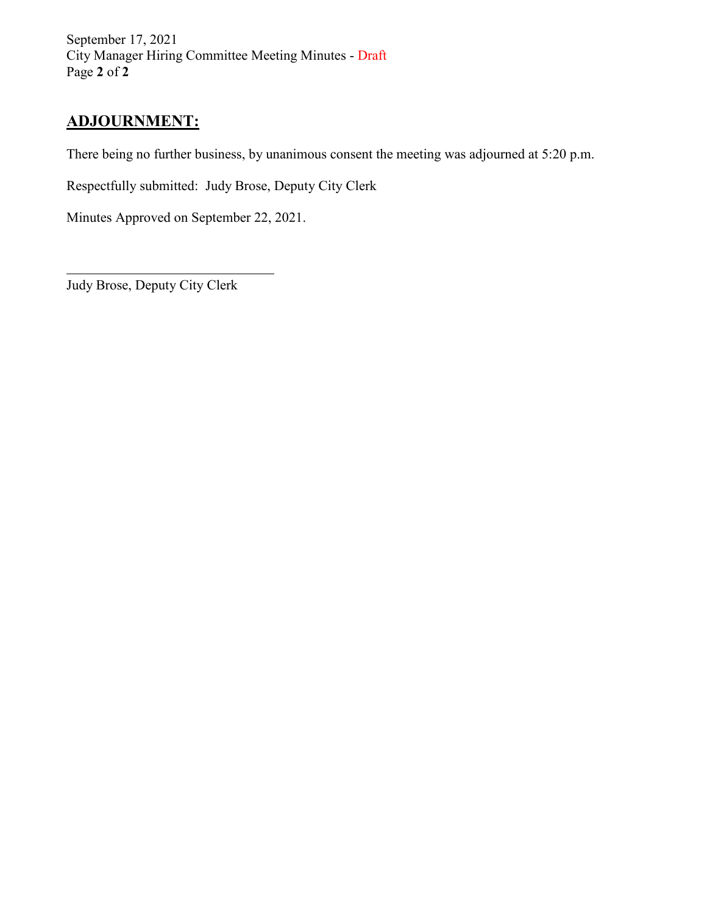## ADJOURNMENT:

There being no further business, by unanimous consent the meeting was adjourned at 5:20 p.m.

Respectfully submitted: Judy Brose, Deputy City Clerk

Minutes Approved on September 22, 2021.

\_\_\_\_\_\_\_\_\_\_\_\_\_\_\_\_\_\_\_\_\_\_\_\_\_\_\_\_\_\_\_\_

Judy Brose, Deputy City Clerk